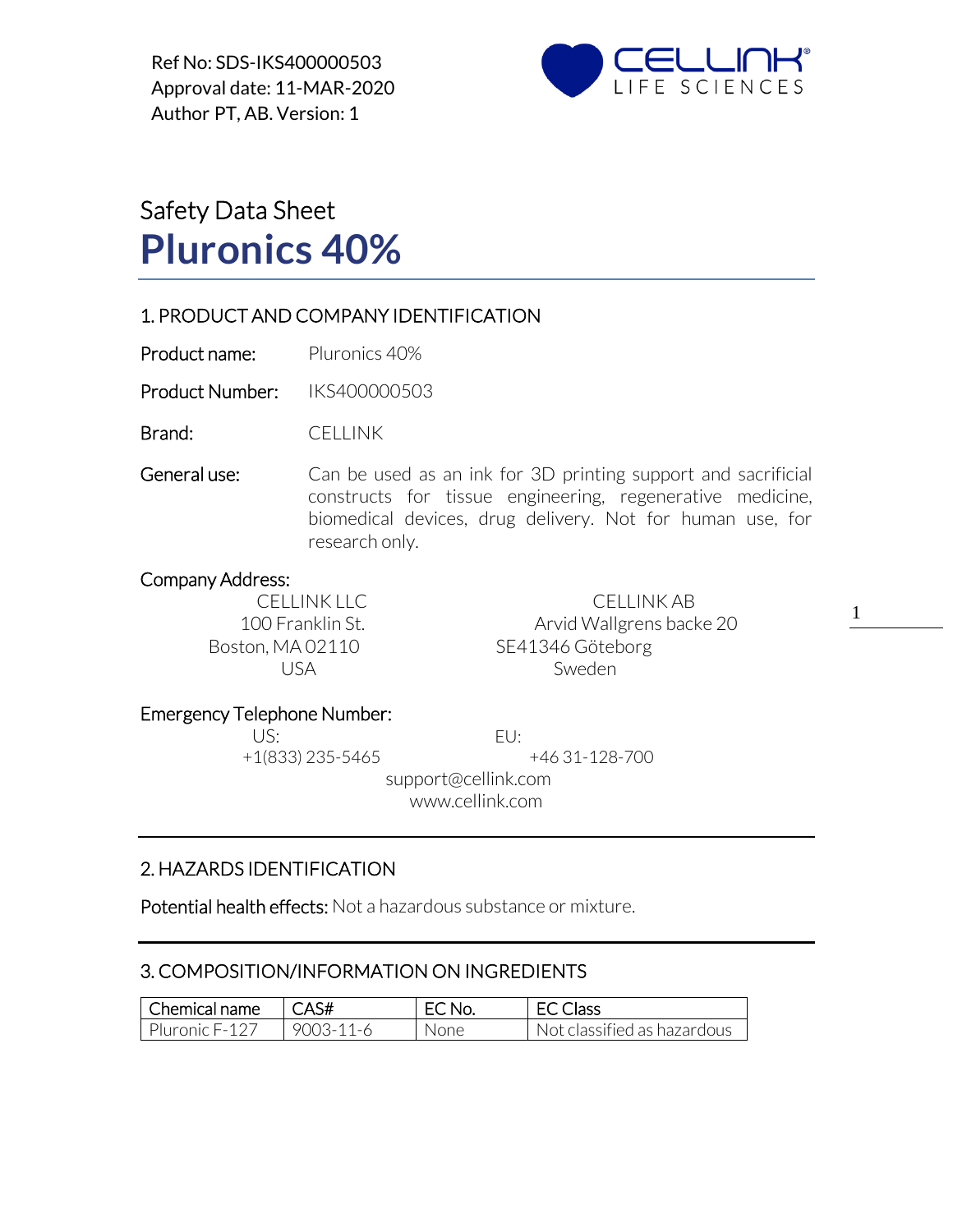Ref No: SDS-IKS400000503
Approval date: 11-MAR-2020
Author PT, AB. Version: 1

# Safety Data Sheet
# **Pluronics 40%**

## 1. PRODUCT AND COMPANY IDENTIFICATION

**Product name:** Pluronics 40%

**Product Number:** IKS400000503

**Brand:** CELLINK

**General use:** Can be used as an ink for 3D printing support and sacrificial constructs for tissue engineering, regenerative medicine, biomedical devices, drug delivery. Not for human use, for research only.

**Company Address:**

CELLINK LLC
100 Franklin St.
Boston, MA 02110
USA

CELLINK AB
Arvid Wallgrens backe 20
SE41346 Göteborg
Sweden

**Emergency Telephone Number:**

US: +1(833) 235-5465

EU: +46 31-128-700

support@cellink.com
www.cellink.com

## 2. HAZARDS IDENTIFICATION

**Potential health effects:** Not a hazardous substance or mixture.

## 3. COMPOSITION/INFORMATION ON INGREDIENTS

| Chemical name | CAS# | EC No. | EC Class |
|---|---|---|---|
| Pluronic F-127 | 9003-11-6 | None | Not classified as hazardous |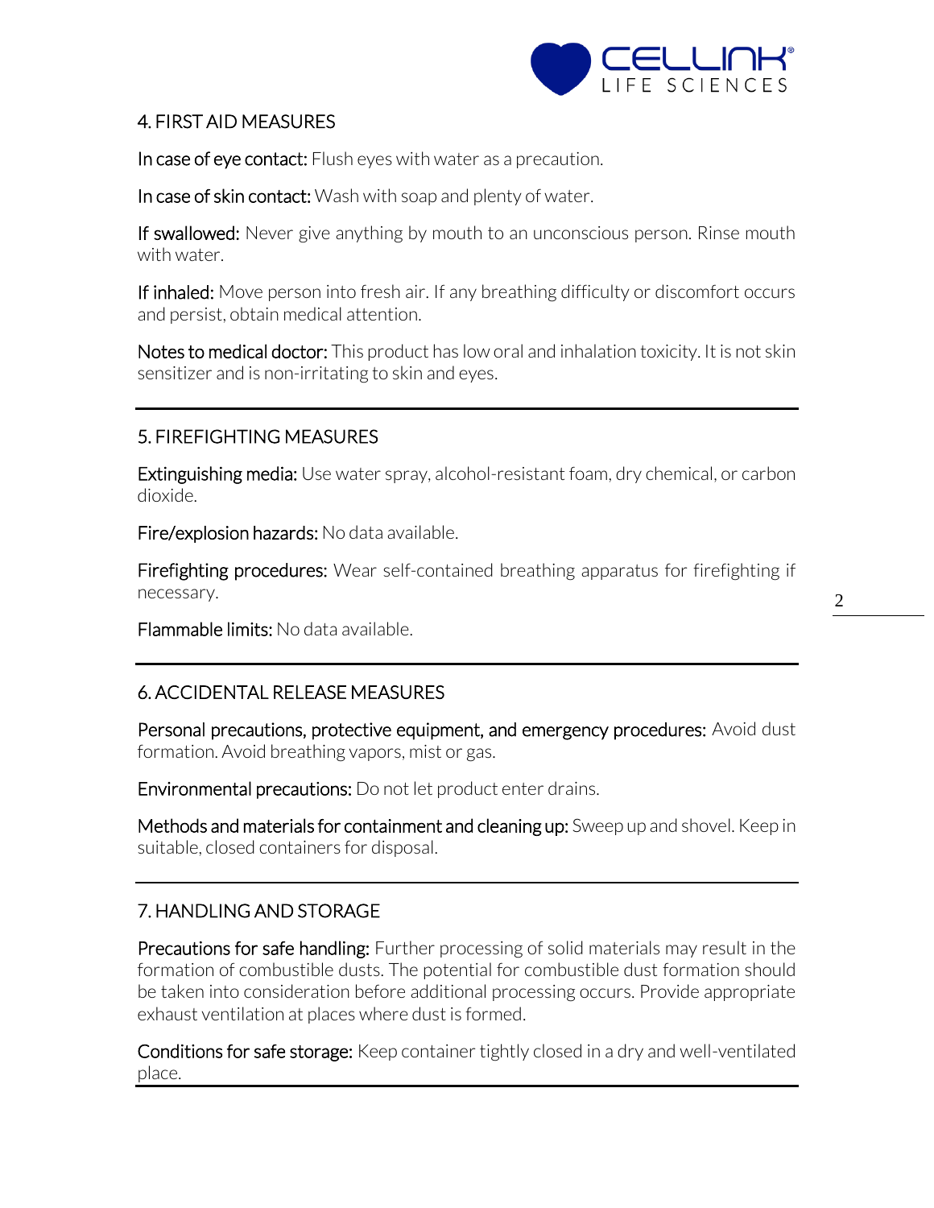## 4. FIRST AID MEASURES

**In case of eye contact:** Flush eyes with water as a precaution.

**In case of skin contact:** Wash with soap and plenty of water.

**If swallowed:** Never give anything by mouth to an unconscious person. Rinse mouth with water.

**If inhaled:** Move person into fresh air. If any breathing difficulty or discomfort occurs and persist, obtain medical attention.

**Notes to medical doctor:** This product has low oral and inhalation toxicity. It is not skin sensitizer and is non-irritating to skin and eyes.

---

## 5. FIREFIGHTING MEASURES

**Extinguishing media:** Use water spray, alcohol-resistant foam, dry chemical, or carbon dioxide.

**Fire/explosion hazards:** No data available.

**Firefighting procedures:** Wear self-contained breathing apparatus for firefighting if necessary.

**Flammable limits:** No data available.

---

## 6. ACCIDENTAL RELEASE MEASURES

**Personal precautions, protective equipment, and emergency procedures:** Avoid dust formation. Avoid breathing vapors, mist or gas.

**Environmental precautions:** Do not let product enter drains.

**Methods and materials for containment and cleaning up:** Sweep up and shovel. Keep in suitable, closed containers for disposal.

---

## 7. HANDLING AND STORAGE

**Precautions for safe handling:** Further processing of solid materials may result in the formation of combustible dusts. The potential for combustible dust formation should be taken into consideration before additional processing occurs. Provide appropriate exhaust ventilation at places where dust is formed.

**Conditions for safe storage:** Keep container tightly closed in a dry and well-ventilated place.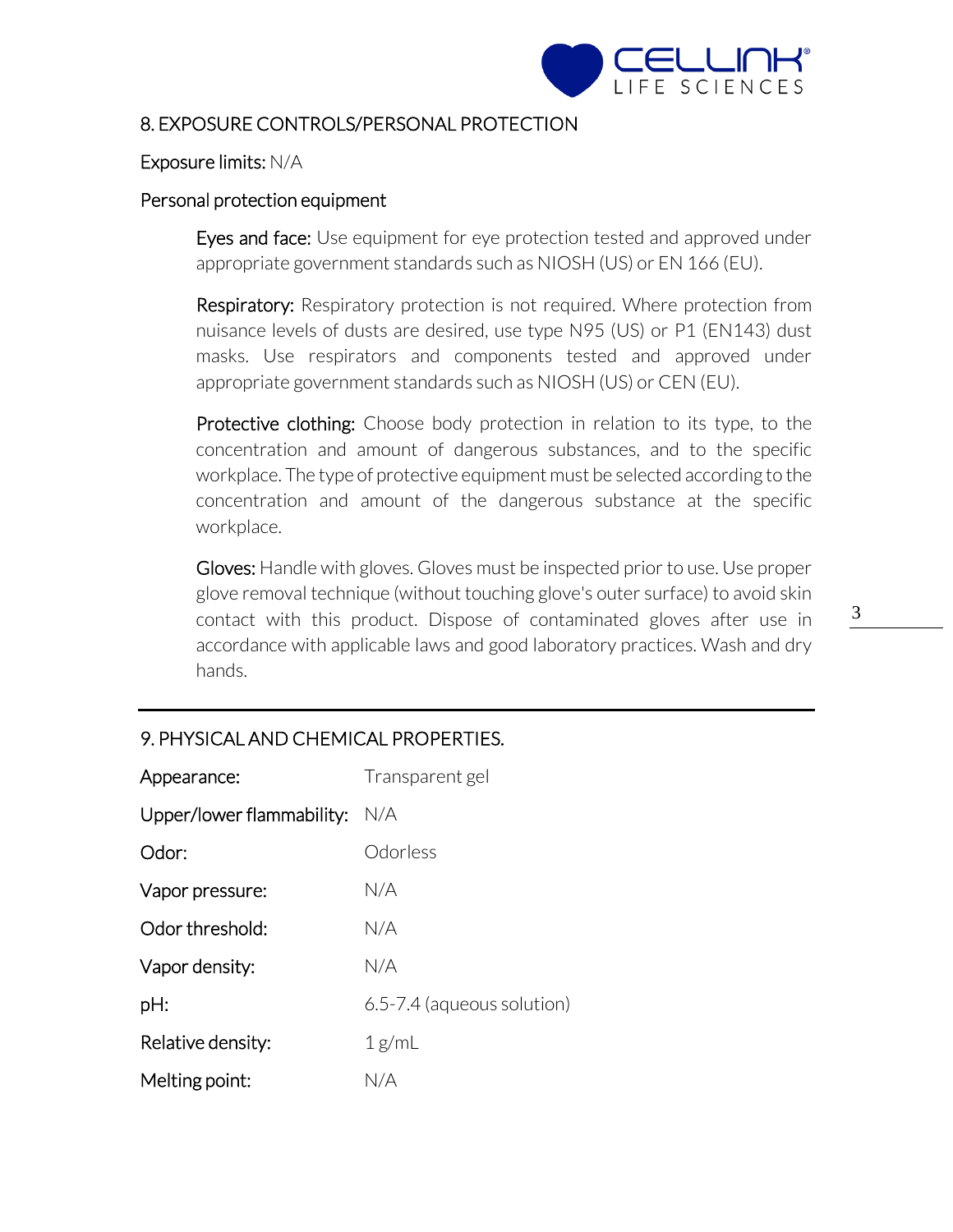## 8. EXPOSURE CONTROLS/PERSONAL PROTECTION

**Exposure limits:** N/A

**Personal protection equipment**

**Eyes and face:** Use equipment for eye protection tested and approved under appropriate government standards such as NIOSH (US) or EN 166 (EU).

**Respiratory:** Respiratory protection is not required. Where protection from nuisance levels of dusts are desired, use type N95 (US) or P1 (EN143) dust masks. Use respirators and components tested and approved under appropriate government standards such as NIOSH (US) or CEN (EU).

**Protective clothing:** Choose body protection in relation to its type, to the concentration and amount of dangerous substances, and to the specific workplace. The type of protective equipment must be selected according to the concentration and amount of the dangerous substance at the specific workplace.

**Gloves:** Handle with gloves. Gloves must be inspected prior to use. Use proper glove removal technique (without touching glove's outer surface) to avoid skin contact with this product. Dispose of contaminated gloves after use in accordance with applicable laws and good laboratory practices. Wash and dry hands.

---

## 9. PHYSICAL AND CHEMICAL PROPERTIES.

| | |
|---|---|
| Appearance: | Transparent gel |
| Upper/lower flammability: | N/A |
| Odor: | Odorless |
| Vapor pressure: | N/A |
| Odor threshold: | N/A |
| Vapor density: | N/A |
| pH: | 6.5-7.4 (aqueous solution) |
| Relative density: | 1 g/mL |
| Melting point: | N/A |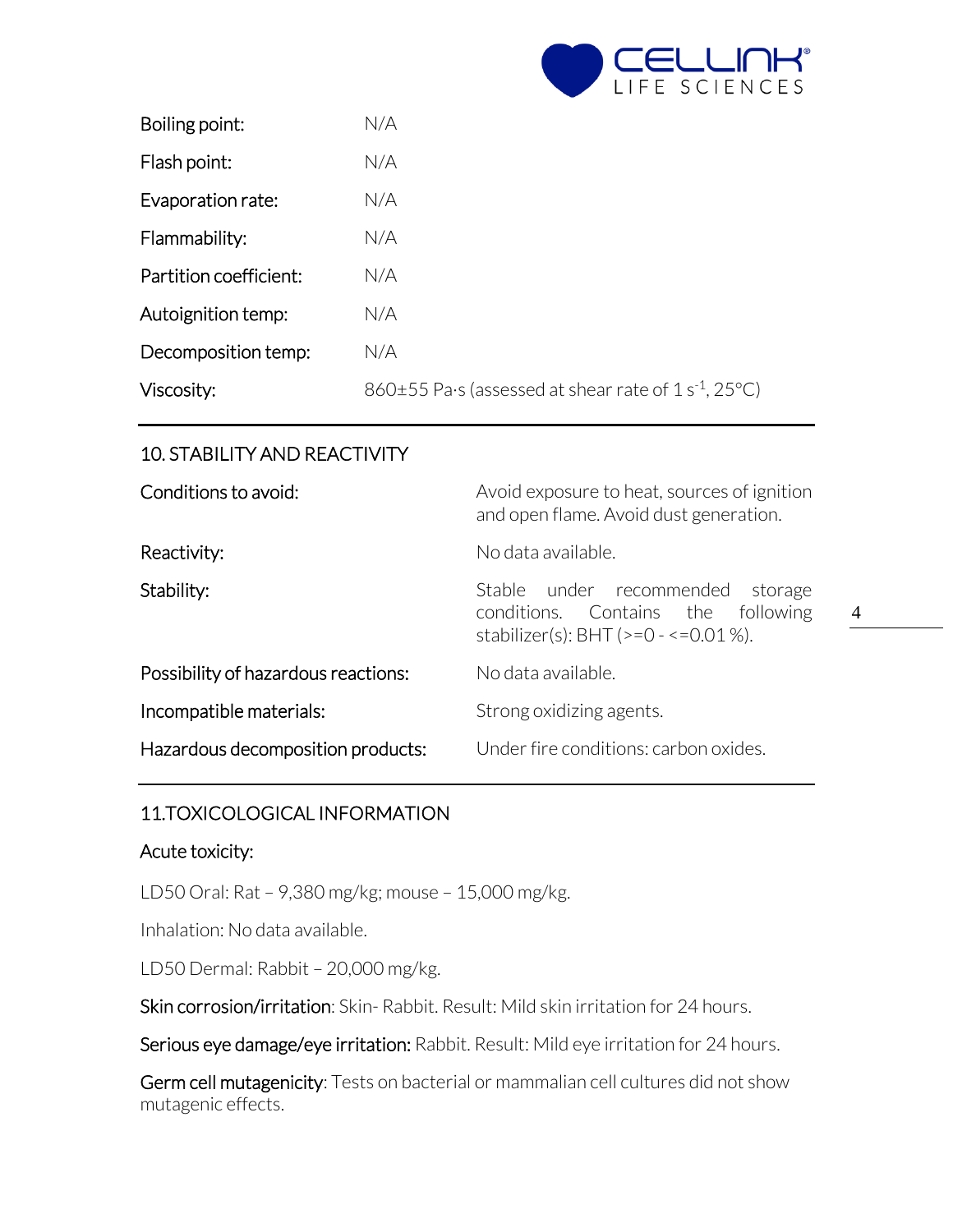| | |
|---|---|
| Boiling point: | N/A |
| Flash point: | N/A |
| Evaporation rate: | N/A |
| Flammability: | N/A |
| Partition coefficient: | N/A |
| Autoignition temp: | N/A |
| Decomposition temp: | N/A |
| Viscosity: | 860±55 Pa·s (assessed at shear rate of 1 $s^{-1}$, 25°C) |

## 10. STABILITY AND REACTIVITY

| | |
|---|---|
| Conditions to avoid: | Avoid exposure to heat, sources of ignition and open flame. Avoid dust generation. |
| Reactivity: | No data available. |
| Stability: | Stable under recommended storage conditions. Contains the following stabilizer(s): BHT (>=0 - <=0.01 %). |
| Possibility of hazardous reactions: | No data available. |
| Incompatible materials: | Strong oxidizing agents. |
| Hazardous decomposition products: | Under fire conditions: carbon oxides. |

## 11.TOXICOLOGICAL INFORMATION

Acute toxicity:

LD50 Oral: Rat – 9,380 mg/kg; mouse – 15,000 mg/kg.

Inhalation: No data available.

LD50 Dermal: Rabbit – 20,000 mg/kg.

Skin corrosion/irritation: Skin- Rabbit. Result: Mild skin irritation for 24 hours.

Serious eye damage/eye irritation: Rabbit. Result: Mild eye irritation for 24 hours.

Germ cell mutagenicity: Tests on bacterial or mammalian cell cultures did not show mutagenic effects.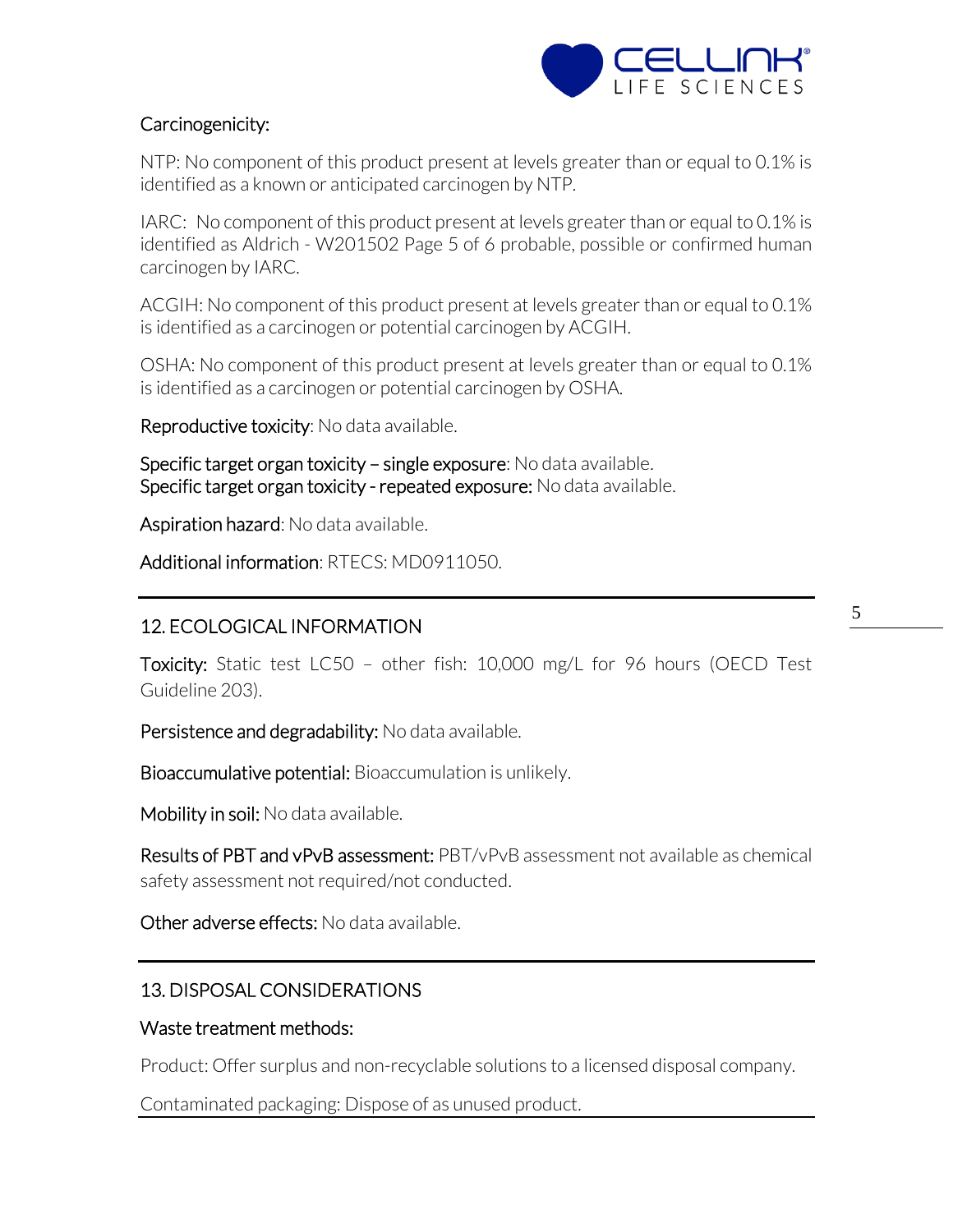### Carcinogenicity:

NTP: No component of this product present at levels greater than or equal to 0.1% is identified as a known or anticipated carcinogen by NTP.

IARC: No component of this product present at levels greater than or equal to 0.1% is identified as Aldrich - W201502 Page 5 of 6 probable, possible or confirmed human carcinogen by IARC.

ACGIH: No component of this product present at levels greater than or equal to 0.1% is identified as a carcinogen or potential carcinogen by ACGIH.

OSHA: No component of this product present at levels greater than or equal to 0.1% is identified as a carcinogen or potential carcinogen by OSHA.

Reproductive toxicity: No data available.

Specific target organ toxicity – single exposure: No data available.
Specific target organ toxicity - repeated exposure: No data available.

Aspiration hazard: No data available.

Additional information: RTECS: MD0911050.

## 12. ECOLOGICAL INFORMATION

Toxicity: Static test LC50 – other fish: 10,000 mg/L for 96 hours (OECD Test Guideline 203).

Persistence and degradability: No data available.

Bioaccumulative potential: Bioaccumulation is unlikely.

Mobility in soil: No data available.

Results of PBT and vPvB assessment: PBT/vPvB assessment not available as chemical safety assessment not required/not conducted.

Other adverse effects: No data available.

## 13. DISPOSAL CONSIDERATIONS

### Waste treatment methods:

Product: Offer surplus and non-recyclable solutions to a licensed disposal company.

Contaminated packaging: Dispose of as unused product.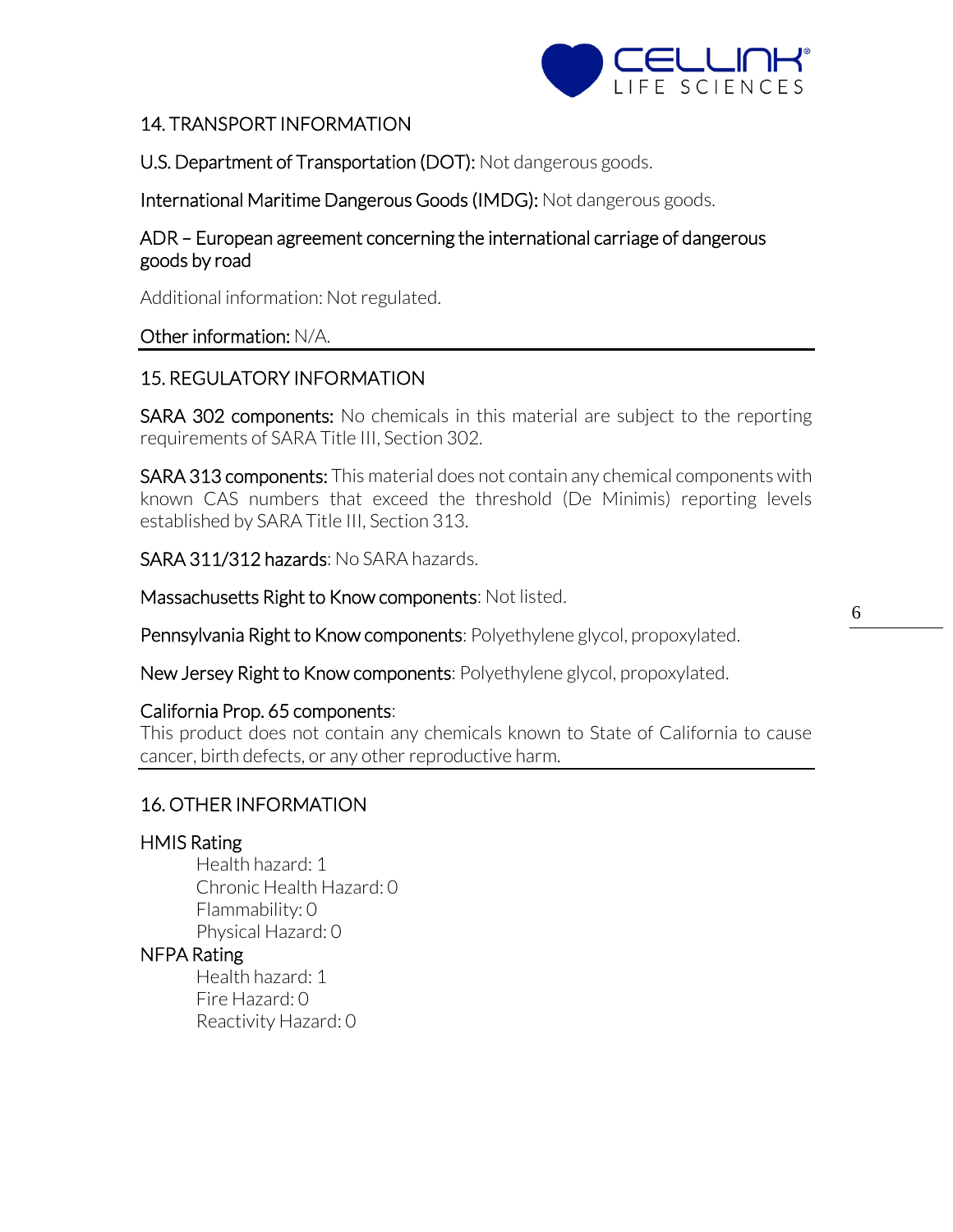## 14. TRANSPORT INFORMATION

U.S. Department of Transportation (DOT): Not dangerous goods.

International Maritime Dangerous Goods (IMDG): Not dangerous goods.

ADR – European agreement concerning the international carriage of dangerous goods by road

Additional information: Not regulated.

Other information: N/A.

## 15. REGULATORY INFORMATION

SARA 302 components: No chemicals in this material are subject to the reporting requirements of SARA Title III, Section 302.

SARA 313 components: This material does not contain any chemical components with known CAS numbers that exceed the threshold (De Minimis) reporting levels established by SARA Title III, Section 313.

SARA 311/312 hazards: No SARA hazards.

Massachusetts Right to Know components: Not listed.

Pennsylvania Right to Know components: Polyethylene glycol, propoxylated.

New Jersey Right to Know components: Polyethylene glycol, propoxylated.

California Prop. 65 components:
This product does not contain any chemicals known to State of California to cause cancer, birth defects, or any other reproductive harm.

## 16. OTHER INFORMATION

HMIS Rating

- Health hazard: 1
- Chronic Health Hazard: 0
- Flammability: 0
- Physical Hazard: 0

NFPA Rating

- Health hazard: 1
- Fire Hazard: 0
- Reactivity Hazard: 0